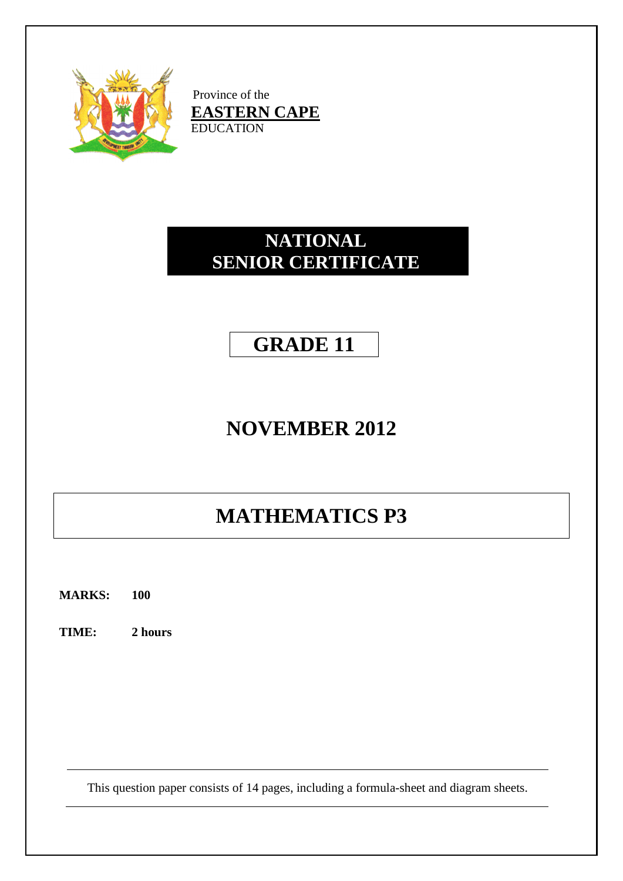Province of the
**EASTERN CAPE**
EDUCATION

# NATIONAL SENIOR CERTIFICATE

# GRADE 11

# NOVEMBER 2012

# MATHEMATICS P3

**MARKS:** **100**

**TIME:** **2 hours**

This question paper consists of 14 pages, including a formula-sheet and diagram sheets.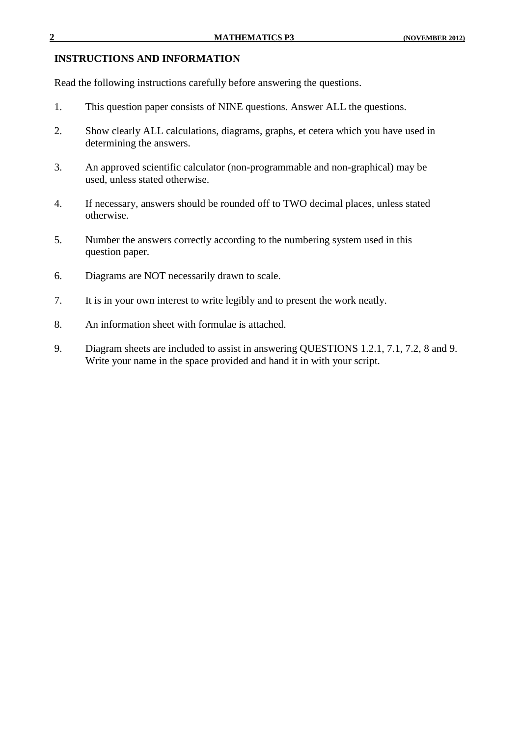## INSTRUCTIONS AND INFORMATION

Read the following instructions carefully before answering the questions.

1. This question paper consists of NINE questions. Answer ALL the questions.

2. Show clearly ALL calculations, diagrams, graphs, et cetera which you have used in determining the answers.

3. An approved scientific calculator (non-programmable and non-graphical) may be used, unless stated otherwise.

4. If necessary, answers should be rounded off to TWO decimal places, unless stated otherwise.

5. Number the answers correctly according to the numbering system used in this question paper.

6. Diagrams are NOT necessarily drawn to scale.

7. It is in your own interest to write legibly and to present the work neatly.

8. An information sheet with formulae is attached.

9. Diagram sheets are included to assist in answering QUESTIONS 1.2.1, 7.1, 7.2, 8 and 9. Write your name in the space provided and hand it in with your script.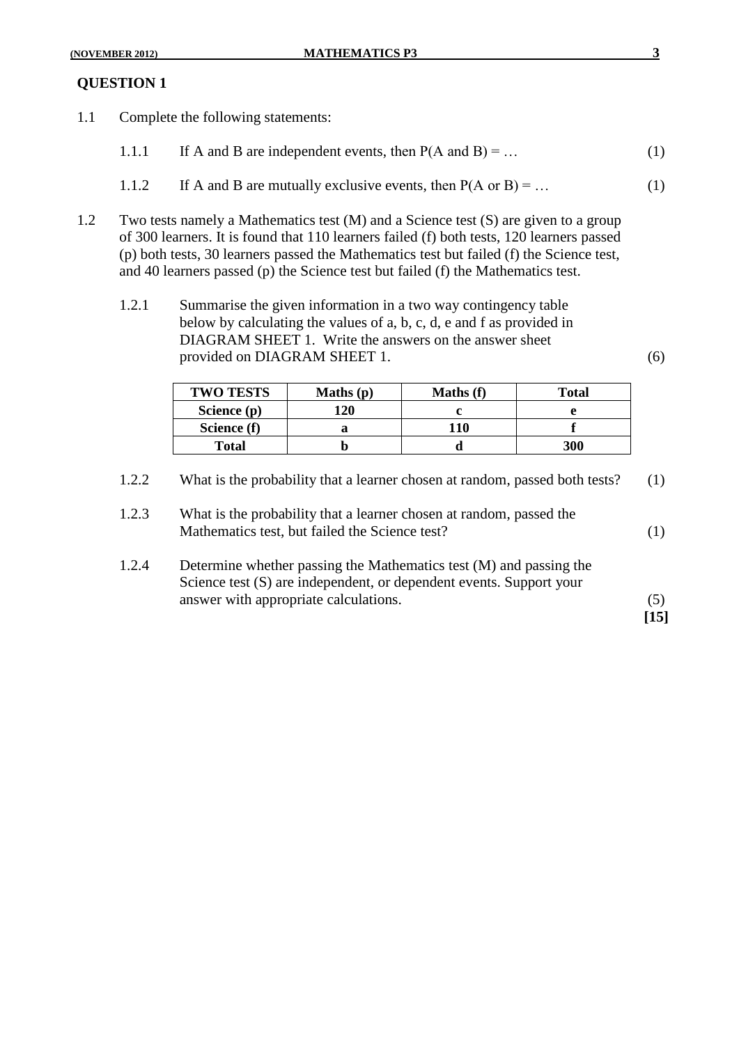## QUESTION 1

1.1 Complete the following statements:

1.1.1 If A and B are independent events, then P(A and B) = … (1)

1.1.2 If A and B are mutually exclusive events, then P(A or B) = … (1)

1.2 Two tests namely a Mathematics test (M) and a Science test (S) are given to a group of 300 learners. It is found that 110 learners failed (f) both tests, 120 learners passed (p) both tests, 30 learners passed the Mathematics test but failed (f) the Science test, and 40 learners passed (p) the Science test but failed (f) the Mathematics test.

1.2.1 Summarise the given information in a two way contingency table below by calculating the values of a, b, c, d, e and f as provided in DIAGRAM SHEET 1. Write the answers on the answer sheet provided on DIAGRAM SHEET 1. (6)

| **TWO TESTS** | **Maths (p)** | **Maths (f)** | **Total** |
|---|---|---|---|
| **Science (p)** | **120** | **c** | **e** |
| **Science (f)** | **a** | **110** | **f** |
| **Total** | **b** | **d** | **300** |

1.2.2 What is the probability that a learner chosen at random, passed both tests? (1)

1.2.3 What is the probability that a learner chosen at random, passed the Mathematics test, but failed the Science test? (1)

1.2.4 Determine whether passing the Mathematics test (M) and passing the Science test (S) are independent, or dependent events. Support your answer with appropriate calculations. (5)

**[15]**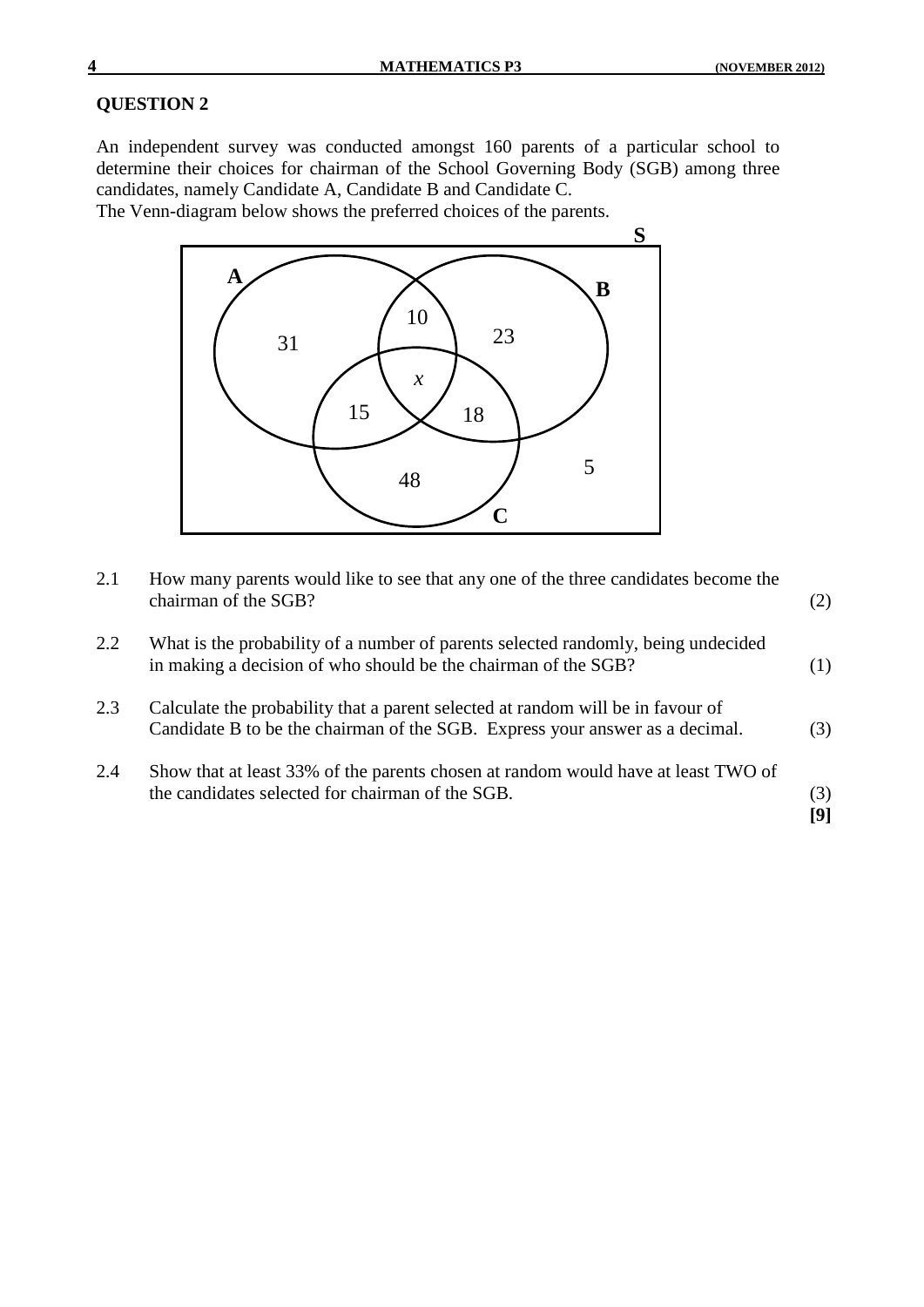## QUESTION 2

An independent survey was conducted amongst 160 parents of a particular school to determine their choices for chairman of the School Governing Body (SGB) among three candidates, namely Candidate A, Candidate B and Candidate C.
The Venn-diagram below shows the preferred choices of the parents.

S

A

B

31

10

23

$x$

15

18

48

5

C

| | | |
|---|---|---|
| 2.1 | How many parents would like to see that any one of the three candidates become the chairman of the SGB? | (2) |
| 2.2 | What is the probability of a number of parents selected randomly, being undecided in making a decision of who should be the chairman of the SGB? | (1) |
| 2.3 | Calculate the probability that a parent selected at random will be in favour of Candidate B to be the chairman of the SGB. Express your answer as a decimal. | (3) |
| 2.4 | Show that at least 33% of the parents chosen at random would have at least TWO of the candidates selected for chairman of the SGB. | (3) |
| | | **[9]** |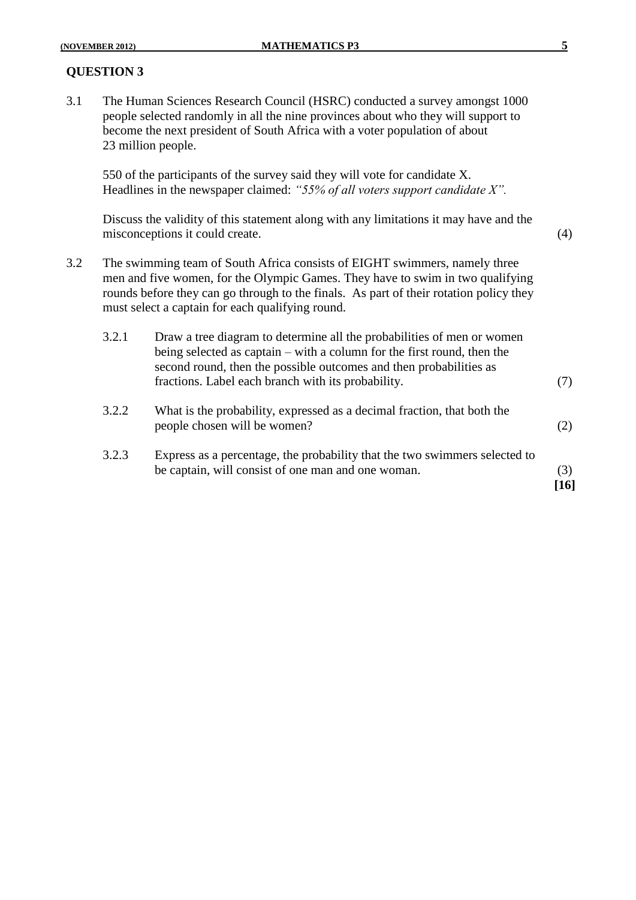## QUESTION 3

3.1 The Human Sciences Research Council (HSRC) conducted a survey amongst 1000 people selected randomly in all the nine provinces about who they will support to become the next president of South Africa with a voter population of about 23 million people.

550 of the participants of the survey said they will vote for candidate X. Headlines in the newspaper claimed: *"55% of all voters support candidate X".*

Discuss the validity of this statement along with any limitations it may have and the misconceptions it could create. (4)

3.2 The swimming team of South Africa consists of EIGHT swimmers, namely three men and five women, for the Olympic Games. They have to swim in two qualifying rounds before they can go through to the finals. As part of their rotation policy they must select a captain for each qualifying round.

3.2.1 Draw a tree diagram to determine all the probabilities of men or women being selected as captain – with a column for the first round, then the second round, then the possible outcomes and then probabilities as fractions. Label each branch with its probability. (7)

3.2.2 What is the probability, expressed as a decimal fraction, that both the people chosen will be women? (2)

3.2.3 Express as a percentage, the probability that the two swimmers selected to be captain, will consist of one man and one woman. (3)

**[16]**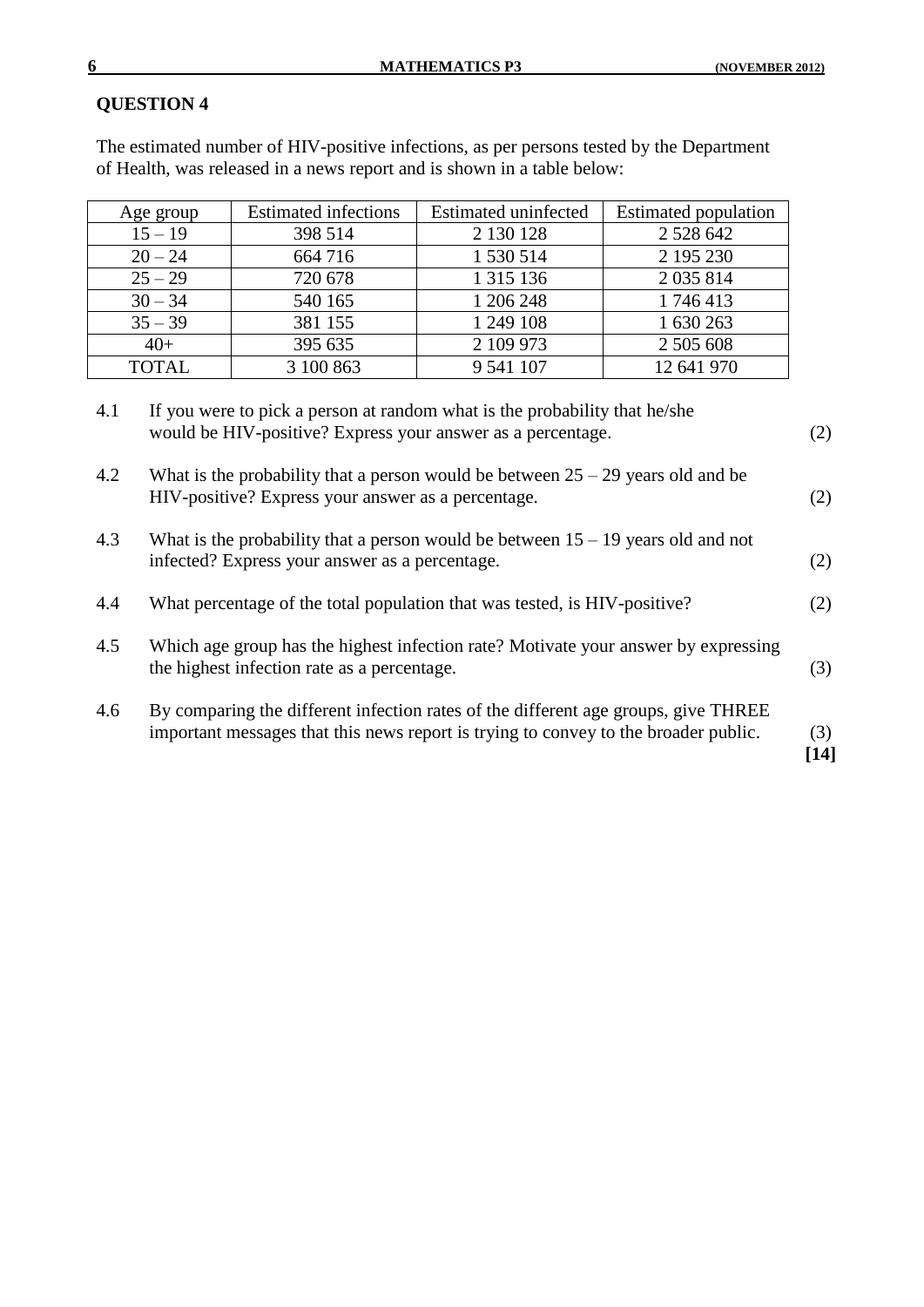## QUESTION 4

The estimated number of HIV-positive infections, as per persons tested by the Department of Health, was released in a news report and is shown in a table below:

| Age group | Estimated infections | Estimated uninfected | Estimated population |
|---|---|---|---|
| 15 – 19 | 398 514 | 2 130 128 | 2 528 642 |
| 20 – 24 | 664 716 | 1 530 514 | 2 195 230 |
| 25 – 29 | 720 678 | 1 315 136 | 2 035 814 |
| 30 – 34 | 540 165 | 1 206 248 | 1 746 413 |
| 35 – 39 | 381 155 | 1 249 108 | 1 630 263 |
| 40+ | 395 635 | 2 109 973 | 2 505 608 |
| TOTAL | 3 100 863 | 9 541 107 | 12 641 970 |

4.1 If you were to pick a person at random what is the probability that he/she would be HIV-positive? Express your answer as a percentage. (2)

4.2 What is the probability that a person would be between 25 – 29 years old and be HIV-positive? Express your answer as a percentage. (2)

4.3 What is the probability that a person would be between 15 – 19 years old and not infected? Express your answer as a percentage. (2)

4.4 What percentage of the total population that was tested, is HIV-positive? (2)

4.5 Which age group has the highest infection rate? Motivate your answer by expressing the highest infection rate as a percentage. (3)

4.6 By comparing the different infection rates of the different age groups, give THREE important messages that this news report is trying to convey to the broader public. (3)

**[14]**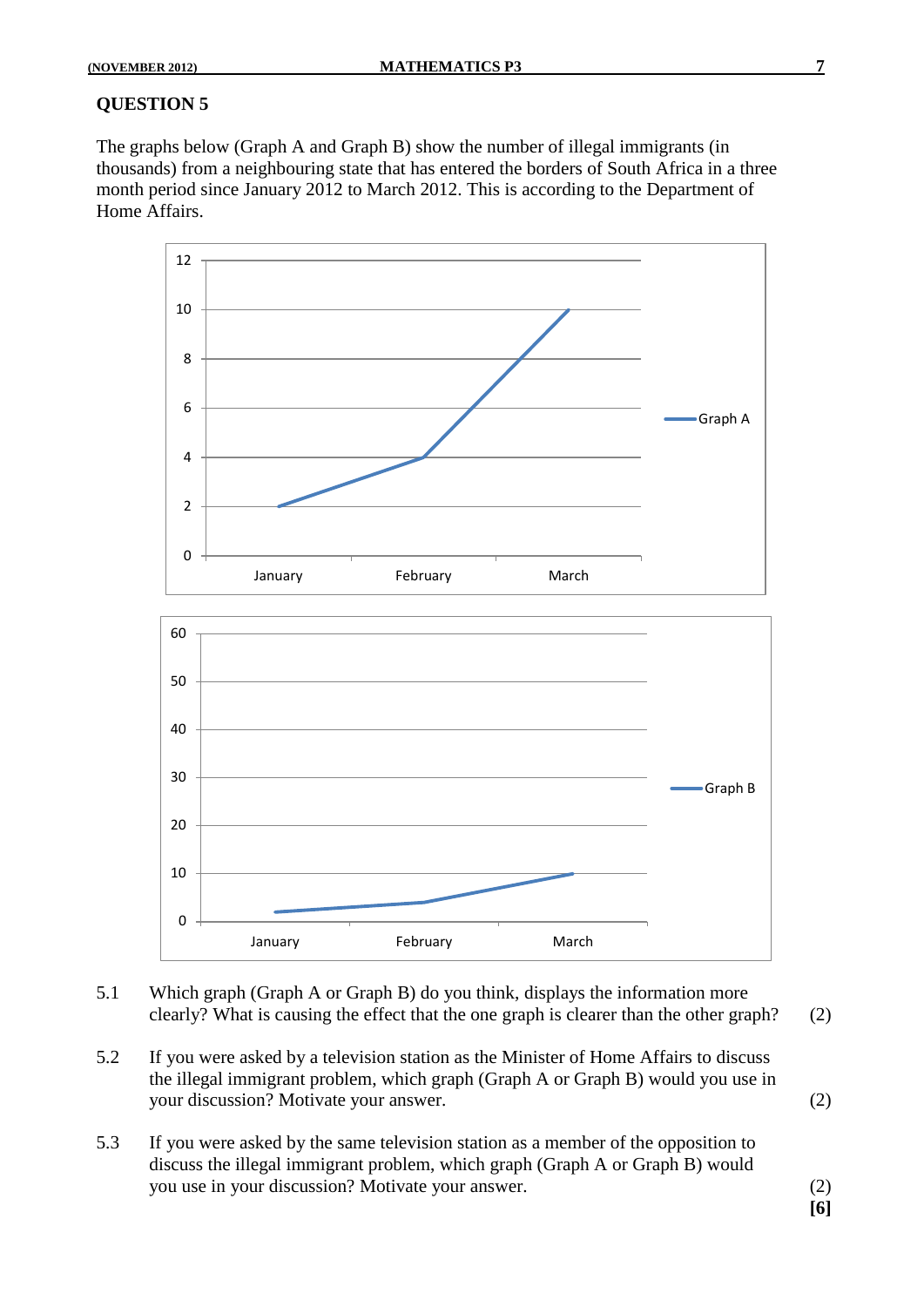## QUESTION 5

The graphs below (Graph A and Graph B) show the number of illegal immigrants (in thousands) from a neighbouring state that has entered the borders of South Africa in a three month period since January 2012 to March 2012. This is according to the Department of Home Affairs.

5.1 Which graph (Graph A or Graph B) do you think, displays the information more clearly? What is causing the effect that the one graph is clearer than the other graph? (2)

5.2 If you were asked by a television station as the Minister of Home Affairs to discuss the illegal immigrant problem, which graph (Graph A or Graph B) would you use in your discussion? Motivate your answer. (2)

5.3 If you were asked by the same television station as a member of the opposition to discuss the illegal immigrant problem, which graph (Graph A or Graph B) would you use in your discussion? Motivate your answer. (2)

**[6]**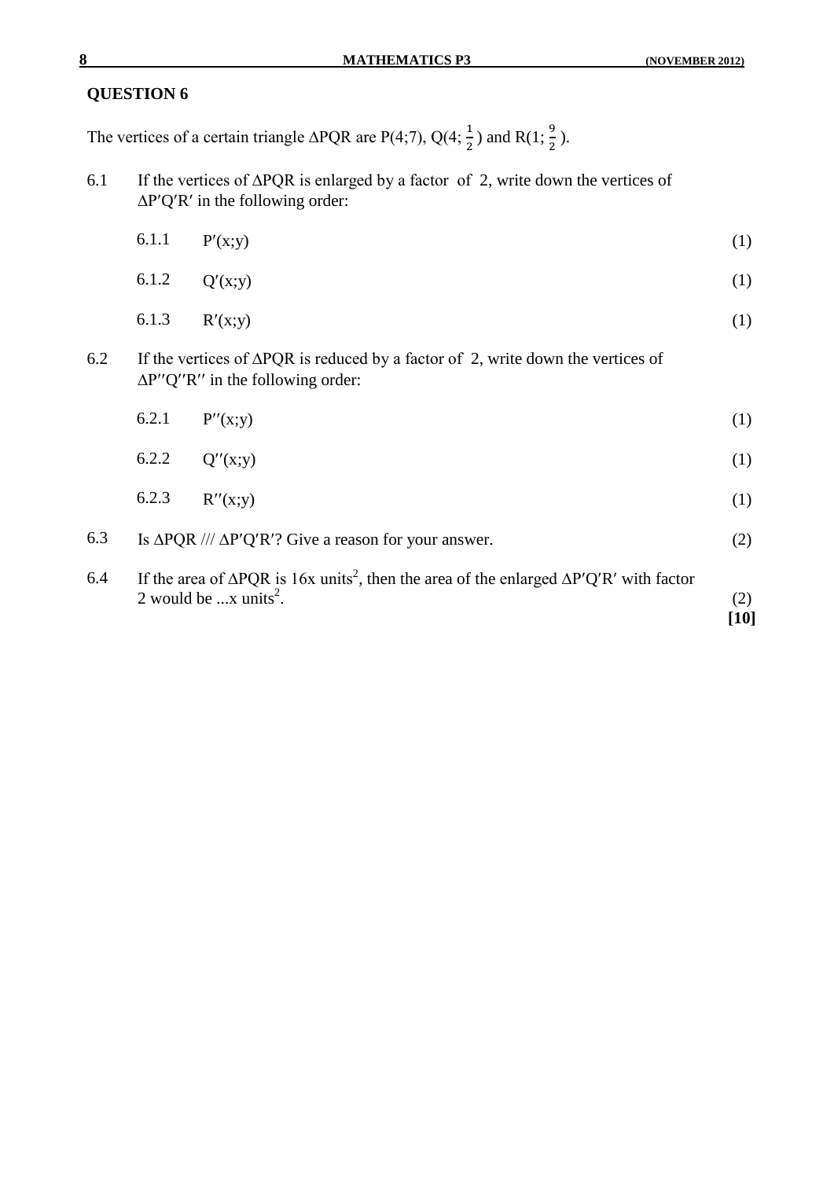## QUESTION 6

The vertices of a certain triangle ΔPQR are P(4;7), Q(4; $\frac{1}{2}$) and R(1; $\frac{9}{2}$).

6.1 If the vertices of ΔPQR is enlarged by a factor of 2, write down the vertices of ΔP′Q′R′ in the following order:

6.1.1 P′(x;y) (1)

6.1.2 Q′(x;y) (1)

6.1.3 R′(x;y) (1)

6.2 If the vertices of ΔPQR is reduced by a factor of 2, write down the vertices of ΔP′′Q′′R′′ in the following order:

6.2.1 P′′(x;y) (1)

6.2.2 Q′′(x;y) (1)

6.2.3 R′′(x;y) (1)

6.3 Is ΔPQR /// ΔP′Q′R′? Give a reason for your answer. (2)

6.4 If the area of ΔPQR is 16x units$^2$, then the area of the enlarged ΔP′Q′R′ with factor 2 would be ...x units$^2$. (2)

**[10]**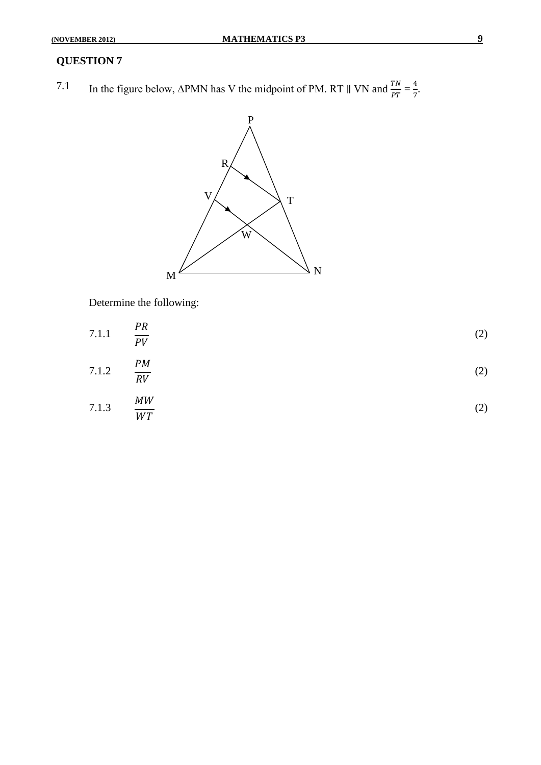## QUESTION 7

7.1 In the figure below, ΔPMN has V the midpoint of PM. RT ∥ VN and $\frac{TN}{PT} = \frac{4}{7}$.

Determine the following:

7.1.1 $\frac{PR}{PV}$ (2)

7.1.2 $\frac{PM}{RV}$ (2)

7.1.3 $\frac{MW}{WT}$ (2)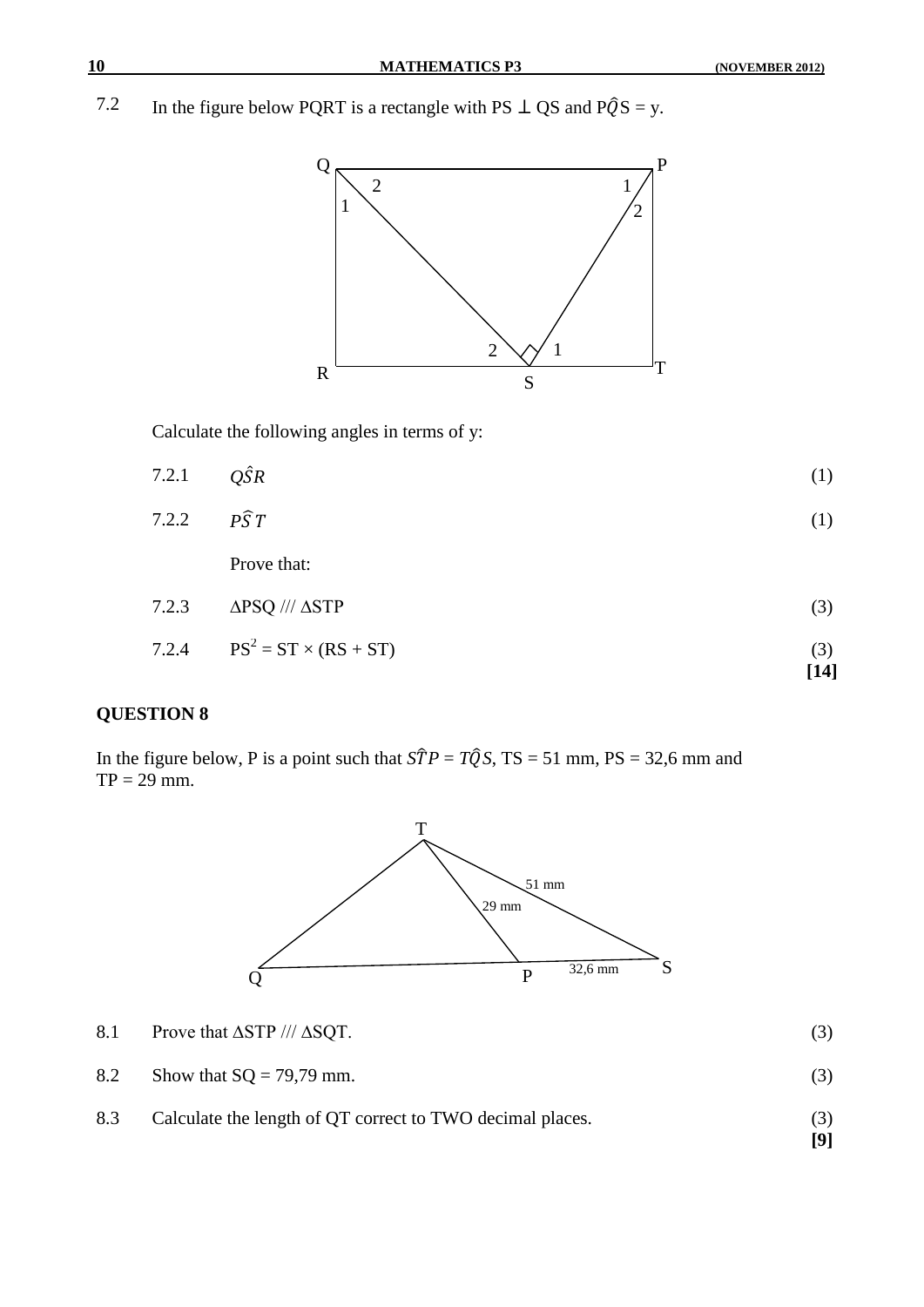7.2 In the figure below PQRT is a rectangle with PS $\perp$ QS and $P\hat{Q}S = y$.

Calculate the following angles in terms of y:

| | | |
|---|---|---|
| 7.2.1 | $Q\hat{S}R$ | (1) |
| 7.2.2 | $P\hat{S}T$ | (1) |

Prove that:

| | | |
|---|---|---|
| 7.2.3 | $\Delta PSQ$ /// $\Delta STP$ | (3) |
| 7.2.4 | $PS^2 = ST \times (RS + ST)$ | (3) |

**[14]**

## QUESTION 8

In the figure below, P is a point such that $S\hat{T}P = T\hat{Q}S$, TS = 51 mm, PS = 32,6 mm and TP = 29 mm.

| | | |
|---|---|---|
| 8.1 | Prove that $\Delta STP$ /// $\Delta SQT$. | (3) |
| 8.2 | Show that SQ = 79,79 mm. | (3) |
| 8.3 | Calculate the length of QT correct to TWO decimal places. | (3) |

**[9]**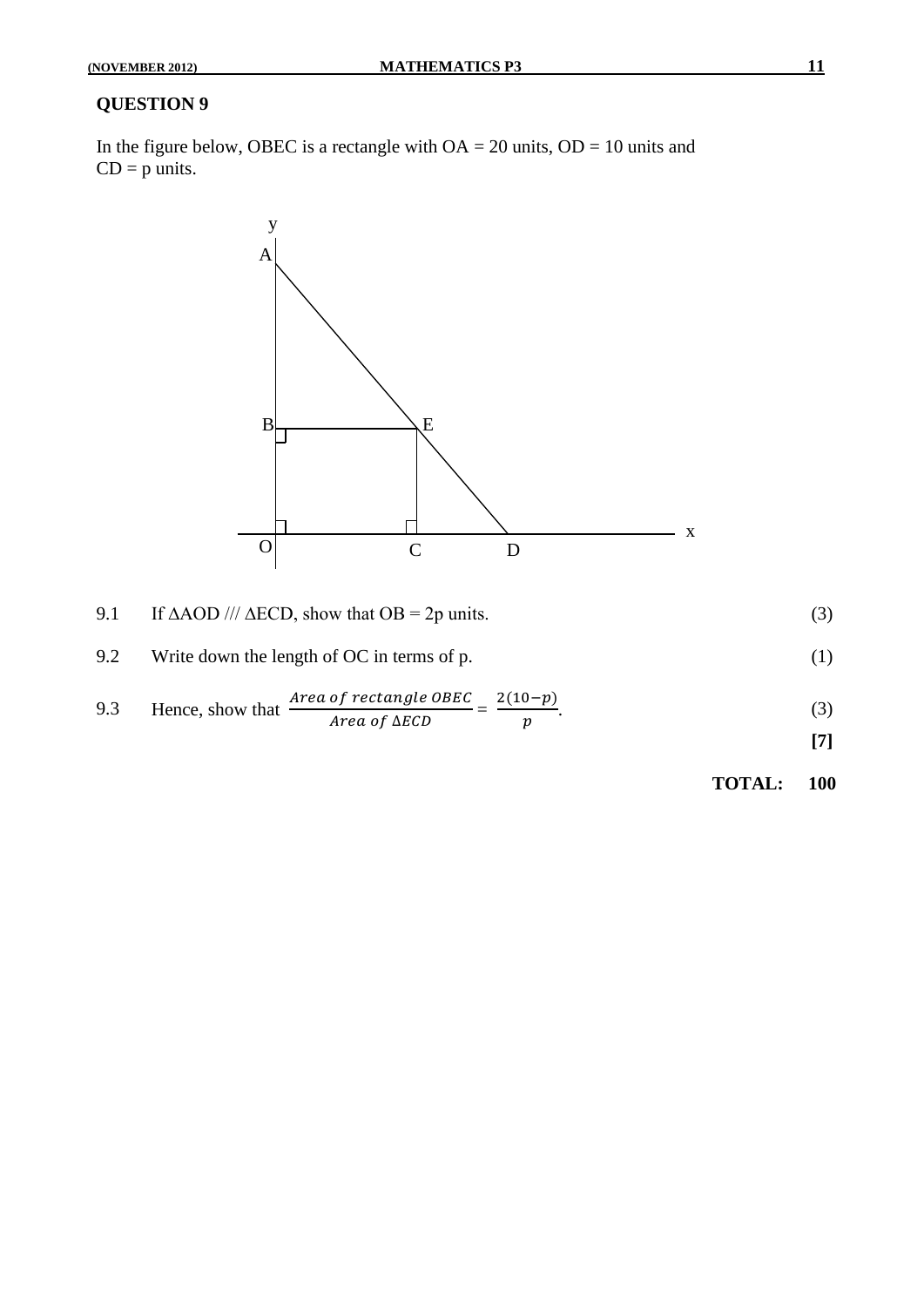## QUESTION 9

In the figure below, OBEC is a rectangle with OA = 20 units, OD = 10 units and CD = p units.

9.1 If ΔAOD /// ΔECD, show that OB = 2p units. (3)

9.2 Write down the length of OC in terms of p. (1)

9.3 Hence, show that $\frac{Area\ of\ rectangle\ OBEC}{Area\ of\ \Delta ECD} = \frac{2(10-p)}{p}$. (3)

**[7]**

**TOTAL: 100**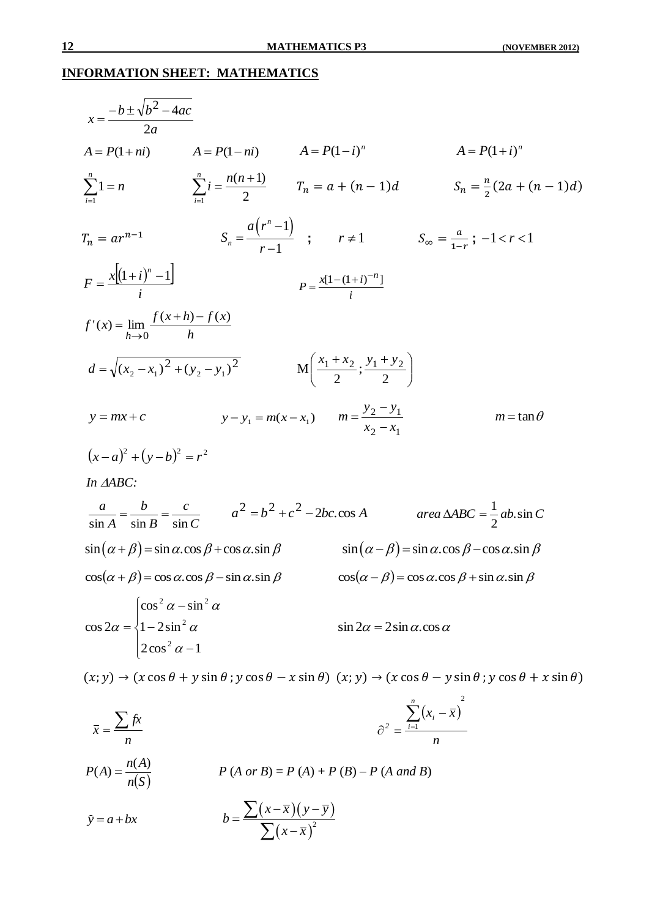## INFORMATION SHEET: MATHEMATICS

$$x = \frac{-b \pm \sqrt{b^2 - 4ac}}{2a}$$

$A = P(1+ni)$ $\quad$ $A = P(1-ni)$ $\quad$ $A = P(1-i)^n$ $\quad$ $A = P(1+i)^n$

$\sum_{i=1}^{n} 1 = n$ $\quad$ $\sum_{i=1}^{n} i = \frac{n(n+1)}{2}$ $\quad$ $T_n = a + (n-1)d$ $\quad$ $S_n = \frac{n}{2}(2a + (n-1)d)$

$T_n = ar^{n-1}$ $\quad$ $S_n = \frac{a(r^n - 1)}{r - 1}$ ; $\quad r \neq 1$ $\quad$ $S_\infty = \frac{a}{1-r}$ ; $-1 < r < 1$

$F = \frac{x[(1+i)^n - 1]}{i}$ $\quad$ $P = \frac{x[1-(1+i)^{-n}]}{i}$

$$f'(x) = \lim_{h \to 0} \frac{f(x+h) - f(x)}{h}$$

$d = \sqrt{(x_2 - x_1)^2 + (y_2 - y_1)^2}$ $\quad$ $\text{M}\left(\frac{x_1 + x_2}{2} ; \frac{y_1 + y_2}{2}\right)$

$y = mx + c$ $\quad$ $y - y_1 = m(x - x_1)$ $\quad$ $m = \frac{y_2 - y_1}{x_2 - x_1}$ $\quad$ $m = \tan\theta$

$$(x-a)^2 + (y-b)^2 = r^2$$

*In $\Delta ABC$:*

$\frac{a}{\sin A} = \frac{b}{\sin B} = \frac{c}{\sin C}$ $\quad$ $a^2 = b^2 + c^2 - 2bc.\cos A$ $\quad$ $area\ \Delta ABC = \frac{1}{2}ab.\sin C$

$\sin(\alpha + \beta) = \sin\alpha.\cos\beta + \cos\alpha.\sin\beta$ $\quad$ $\sin(\alpha - \beta) = \sin\alpha.\cos\beta - \cos\alpha.\sin\beta$

$\cos(\alpha + \beta) = \cos\alpha.\cos\beta - \sin\alpha.\sin\beta$ $\quad$ $\cos(\alpha - \beta) = \cos\alpha.\cos\beta + \sin\alpha.\sin\beta$

$$\cos 2\alpha = \begin{cases} \cos^2\alpha - \sin^2\alpha \\ 1 - 2\sin^2\alpha \\ 2\cos^2\alpha - 1 \end{cases} \qquad \sin 2\alpha = 2\sin\alpha.\cos\alpha$$

$(x; y) \to (x\cos\theta + y\sin\theta ; y\cos\theta - x\sin\theta)$ $\quad$ $(x; y) \to (x\cos\theta - y\sin\theta ; y\cos\theta + x\sin\theta)$

$\bar{x} = \frac{\sum fx}{n}$ $\quad$ $\partial^2 = \frac{\sum_{i=1}^{n}(x_i - \bar{x})^2}{n}$

$P(A) = \frac{n(A)}{n(S)}$ $\quad$ $P(A \text{ or } B) = P(A) + P(B) - P(A \text{ and } B)$

$\hat{y} = a + bx$ $\quad$ $b = \frac{\sum(x - \bar{x})(y - \bar{y})}{\sum(x - \bar{x})^2}$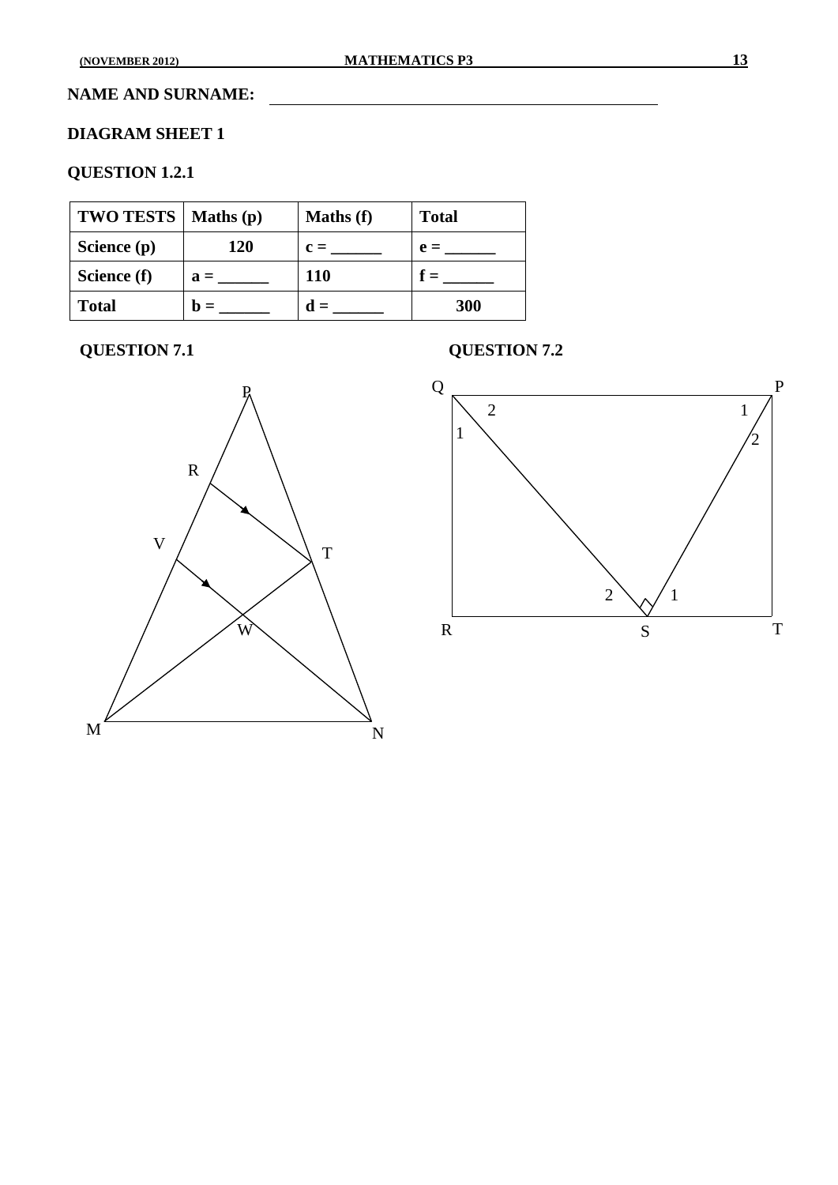NAME AND SURNAME: ________________________________________

**DIAGRAM SHEET 1**

**QUESTION 1.2.1**

| TWO TESTS | Maths (p) | Maths (f) | Total |
|---|---|---|---|
| Science (p) | 120 | c = ______ | e = ______ |
| Science (f) | a = ______ | 110 | f = ______ |
| Total | b = ______ | d = ______ | 300 |

**QUESTION 7.1**

**QUESTION 7.2**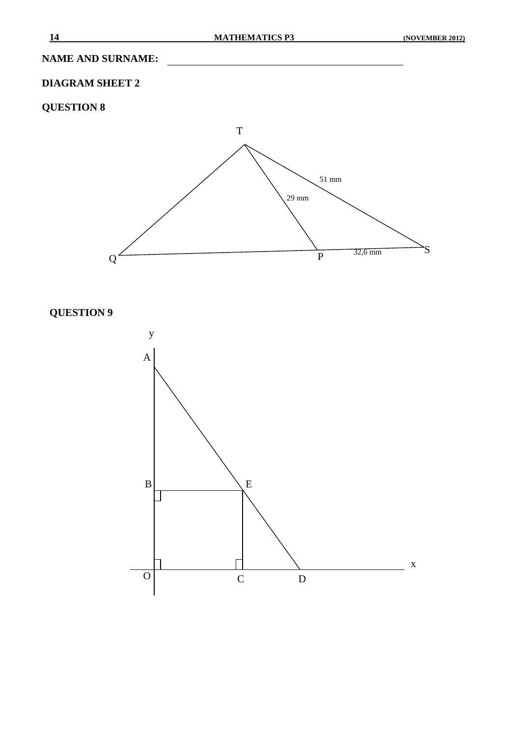**NAME AND SURNAME:** ______________________________

## DIAGRAM SHEET 2

## QUESTION 8

T

51 mm

29 mm

Q

P

32,6 mm

S

## QUESTION 9

y

A

B

E

O

C

D

x